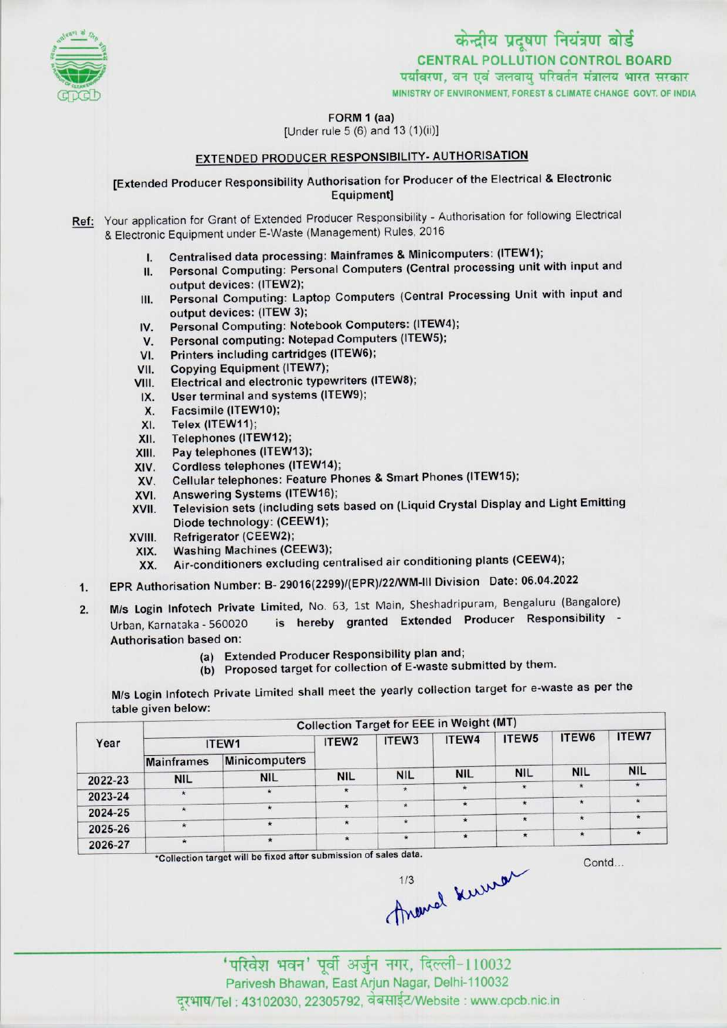केन्द्रीय प्रदूषण नियंत्रण बोर्ड
**CENTRAL POLLUTION CONTROL BOARD**
पर्यावरण, वन एवं जलवायु परिवर्तन मंत्रालय भारत सरकार
MINISTRY OF ENVIRONMENT, FOREST & CLIMATE CHANGE GOVT. OF INDIA

FORM 1 (aa)
[Under rule 5 (6) and 13 (1)(ii)]

## EXTENDED PRODUCER RESPONSIBILITY- AUTHORISATION

[Extended Producer Responsibility Authorisation for Producer of the Electrical & Electronic Equipment]

**Ref:** Your application for Grant of Extended Producer Responsibility - Authorisation for following Electrical & Electronic Equipment under E-Waste (Management) Rules, 2016

I. Centralised data processing: Mainframes & Minicomputers: (ITEW1);
II. Personal Computing: Personal Computers (Central processing unit with input and output devices: (ITEW2);
III. Personal Computing: Laptop Computers (Central Processing Unit with input and output devices: (ITEW 3);
IV. Personal Computing: Notebook Computers: (ITEW4);
V. Personal computing: Notepad Computers (ITEW5);
VI. Printers including cartridges (ITEW6);
VII. Copying Equipment (ITEW7);
VIII. Electrical and electronic typewriters (ITEW8);
IX. User terminal and systems (ITEW9);
X. Facsimile (ITEW10);
XI. Telex (ITEW11);
XII. Telephones (ITEW12);
XIII. Pay telephones (ITEW13);
XIV. Cordless telephones (ITEW14);
XV. Cellular telephones: Feature Phones & Smart Phones (ITEW15);
XVI. Answering Systems (ITEW16);
XVII. Television sets (including sets based on (Liquid Crystal Display and Light Emitting Diode technology: (CEEW1);
XVIII. Refrigerator (CEEW2);
XIX. Washing Machines (CEEW3);
XX. Air-conditioners excluding centralised air conditioning plants (CEEW4);

1. EPR Authorisation Number: B- 29016(2299)/(EPR)/22/WM-III Division Date: 06.04.2022

2. M/s Login Infotech Private Limited, No. 63, 1st Main, Sheshadripuram, Bengaluru (Bangalore) Urban, Karnataka - 560020 is hereby granted Extended Producer Responsibility - Authorisation based on:
   (a) Extended Producer Responsibility plan and;
   (b) Proposed target for collection of E-waste submitted by them.

M/s Login Infotech Private Limited shall meet the yearly collection target for e-waste as per the table given below:

| Year | Collection Target for EEE in Weight (MT) | | | | | | | |
|---|---|---|---|---|---|---|---|---|
| | ITEW1 | | ITEW2 | ITEW3 | ITEW4 | ITEW5 | ITEW6 | ITEW7 |
| | Mainframes | Minicomputers | | | | | | |
| 2022-23 | NIL | NIL | NIL | NIL | NIL | NIL | NIL | NIL |
| 2023-24 | * | * | * | * | * | * | * | * |
| 2024-25 | * | * | * | * | * | * | * | * |
| 2025-26 | * | * | * | * | * | * | * | * |
| 2026-27 | * | * | * | * | * | * | * | * |

*Collection target will be fixed after submission of sales data.

Contd...

'परिवेश भवन' पूर्वी अर्जुन नगर, दिल्ली-110032
Parivesh Bhawan, East Arjun Nagar, Delhi-110032
दूरभाष/Tel : 43102030, 22305792, वेबसाईट/Website : www.cpcb.nic.in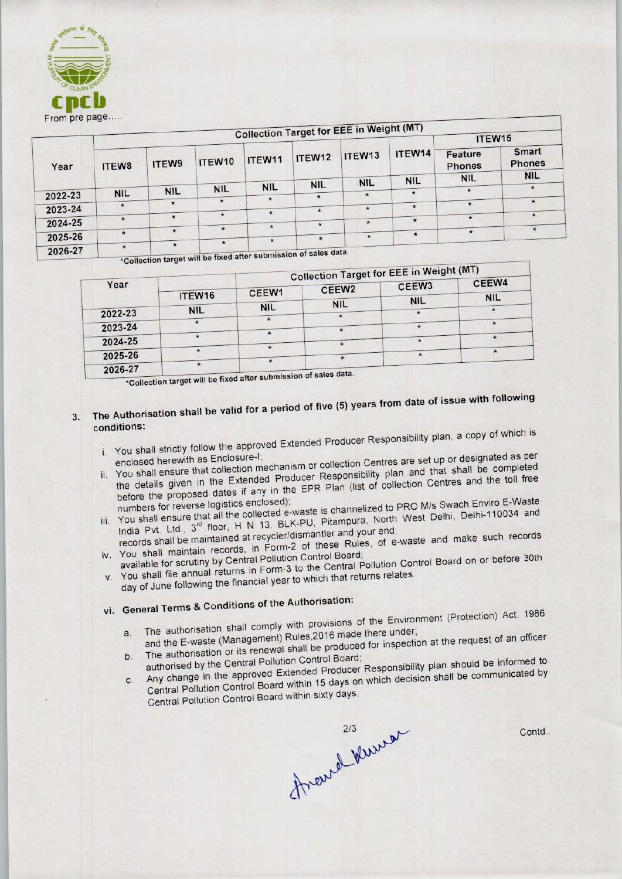From pre page.....

| Year | Collection Target for EEE in Weight (MT) | | | | | | | | |
|---|---|---|---|---|---|---|---|---|---|
| | ITEW8 | ITEW9 | ITEW10 | ITEW11 | ITEW12 | ITEW13 | ITEW14 | ITEW15 | |
| | | | | | | | | Feature Phones | Smart Phones |
| 2022-23 | NIL | NIL | NIL | NIL | NIL | NIL | NIL | NIL | NIL |
| 2023-24 | * | * | * | * | * | * | * | * | * |
| 2024-25 | * | * | * | * | * | * | * | * | * |
| 2025-26 | * | * | * | * | * | * | * | * | * |
| 2026-27 | * | * | * | * | * | * | * | * | * |

*Collection target will be fixed after submission of sales data.

| Year | Collection Target for EEE in Weight (MT) | | | | |
|---|---|---|---|---|---|
| | ITEW16 | CEEW1 | CEEW2 | CEEW3 | CEEW4 |
| 2022-23 | NIL | NIL | NIL | NIL | NIL |
| 2023-24 | * | * | * | * | * |
| 2024-25 | * | * | * | * | * |
| 2025-26 | * | * | * | * | * |
| 2026-27 | * | * | * | * | * |

*Collection target will be fixed after submission of sales data.

3. **The Authorisation shall be valid for a period of five (5) years from date of issue with following conditions:**

   i. You shall strictly follow the approved Extended Producer Responsibility plan, a copy of which is enclosed herewith as Enclosure-I;

   ii. You shall ensure that collection mechanism or collection Centres are set up or designated as per the details given in the Extended Producer Responsibility plan and that shall be completed before the proposed dates if any in the EPR Plan (list of collection Centres and the toll free numbers for reverse logistics enclosed);

   iii. You shall ensure that all the collected e-waste is channelized to PRO M/s Swach Enviro E-Waste India Pvt. Ltd., 3rd floor, H N 13, BLK-PU, Pitampura, North West Delhi, Delhi-110034 and records shall be maintained at recycler/dismantler and your end;

   iv. You shall maintain records, in Form-2 of these Rules, of e-waste and make such records available for scrutiny by Central Pollution Control Board;

   v. You shall file annual returns in Form-3 to the Central Pollution Control Board on or before 30th day of June following the financial year to which that returns relates.

   vi. **General Terms & Conditions of the Authorisation:**

      a. The authorisation shall comply with provisions of the Environment (Protection) Act, 1986 and the E-waste (Management) Rules,2016 made there under;

      b. The authorisation or its renewal shall be produced for inspection at the request of an officer authorised by the Central Pollution Control Board;

      c. Any change in the approved Extended Producer Responsibility plan should be informed to Central Pollution Control Board within 15 days on which decision shall be communicated by Central Pollution Control Board within sixty days;

Contd..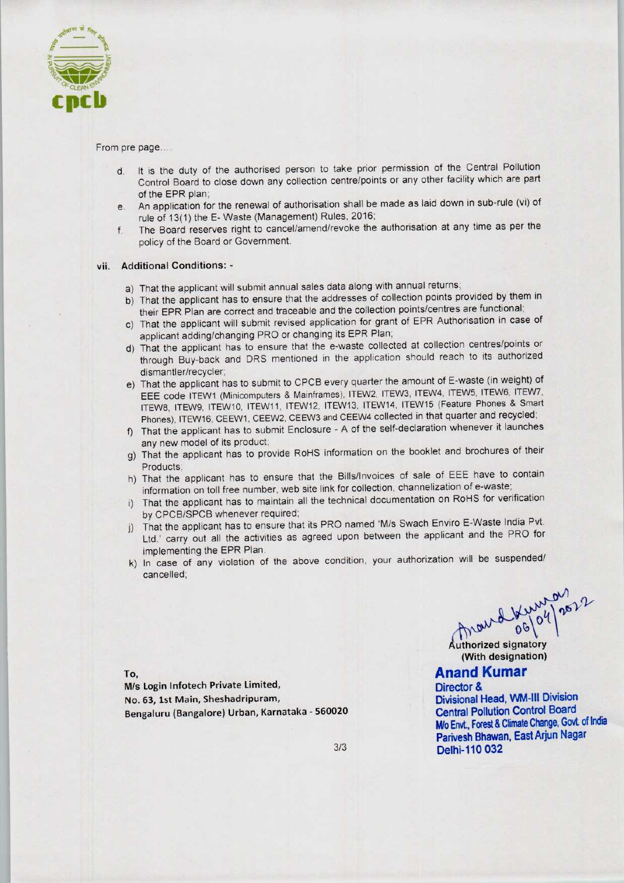From pre page....

d. It is the duty of the authorised person to take prior permission of the Central Pollution Control Board to close down any collection centre/points or any other facility which are part of the EPR plan;
e. An application for the renewal of authorisation shall be made as laid down in sub-rule (vi) of rule of 13(1) the E- Waste (Management) Rules, 2016;
f. The Board reserves right to cancel/amend/revoke the authorisation at any time as per the policy of the Board or Government.

vii. **Additional Conditions: -**

a) That the applicant will submit annual sales data along with annual returns;
b) That the applicant has to ensure that the addresses of collection points provided by them in their EPR Plan are correct and traceable and the collection points/centres are functional;
c) That the applicant will submit revised application for grant of EPR Authorisation in case of applicant adding/changing PRO or changing its EPR Plan;
d) That the applicant has to ensure that the e-waste collected at collection centres/points or through Buy-back and DRS mentioned in the application should reach to its authorized dismantler/recycler;
e) That the applicant has to submit to CPCB every quarter the amount of E-waste (in weight) of EEE code ITEW1 (Minicomputers & Mainframes), ITEW2, ITEW3, ITEW4, ITEW5, ITEW6, ITEW7, ITEW8, ITEW9, ITEW10, ITEW11, ITEW12, ITEW13, ITEW14, ITEW15 (Feature Phones & Smart Phones), ITEW16, CEEW1, CEEW2, CEEW3 and CEEW4 collected in that quarter and recycled;
f) That the applicant has to submit Enclosure - A of the self-declaration whenever it launches any new model of its product;
g) That the applicant has to provide RoHS information on the booklet and brochures of their Products;
h) That the applicant has to ensure that the Bills/Invoices of sale of EEE have to contain information on toll free number, web site link for collection, channelization of e-waste;
i) That the applicant has to maintain all the technical documentation on RoHS for verification by CPCB/SPCB whenever required;
j) That the applicant has to ensure that its PRO named 'M/s Swach Enviro E-Waste India Pvt. Ltd.' carry out all the activities as agreed upon between the applicant and the PRO for implementing the EPR Plan.
k) In case of any violation of the above condition, your authorization will be suspended/ cancelled;

Anand Kumar
06/04/2022

Authorized signatory
(With designation)

**Anand Kumar**
Director &
Divisional Head, WM-III Division
Central Pollution Control Board
M/o Envt., Forest & Climate Change, Govt. of India
Parivesh Bhawan, East Arjun Nagar
Delhi-110 032

To,
M/s Login Infotech Private Limited,
No. 63, 1st Main, Sheshadripuram,
Bengaluru (Bangalore) Urban, Karnataka - 560020